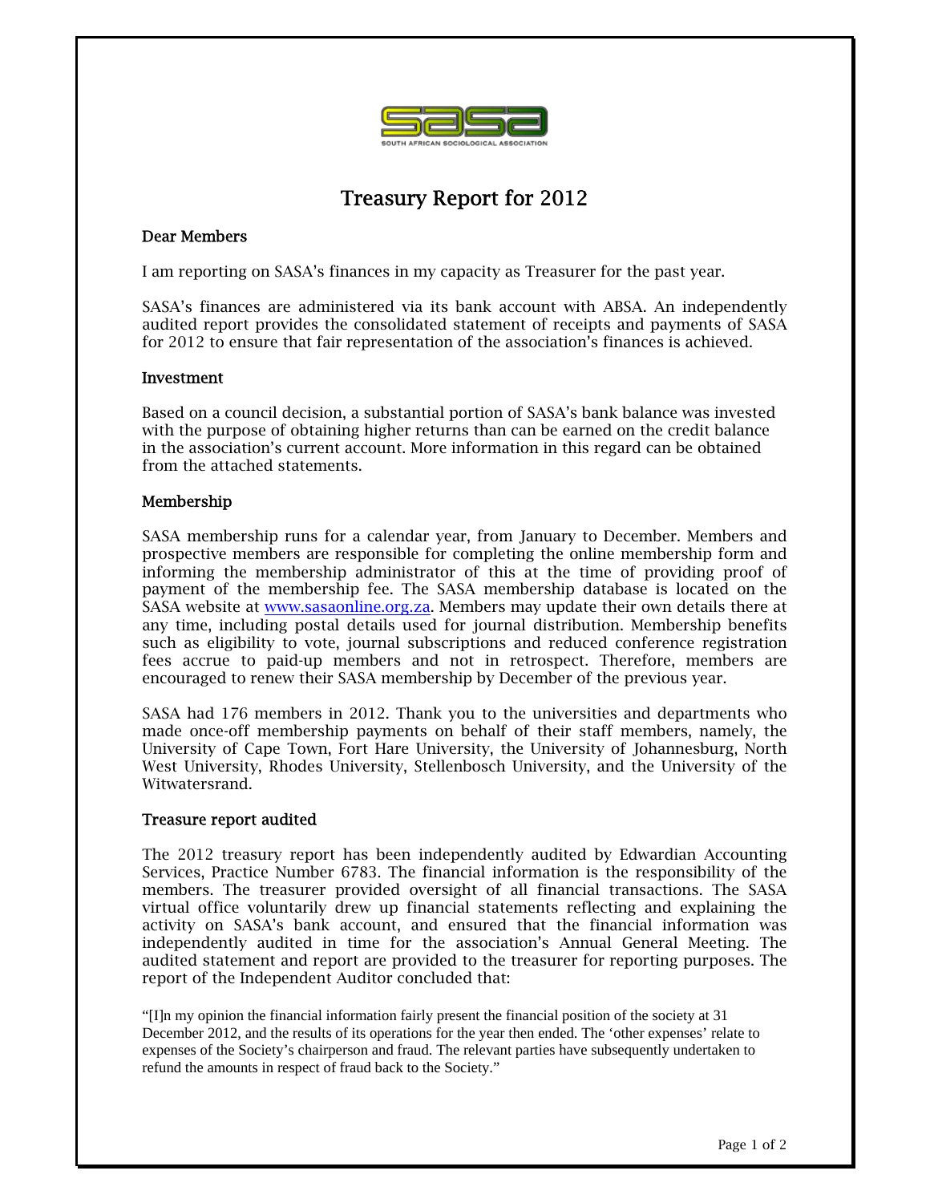SOUTH AFRICAN SOCIOLOGICAL ASSOCIATION

# Treasury Report for 2012

**Dear Members**

I am reporting on SASA's finances in my capacity as Treasurer for the past year.

SASA's finances are administered via its bank account with ABSA. An independently audited report provides the consolidated statement of receipts and payments of SASA for 2012 to ensure that fair representation of the association's finances is achieved.

## Investment

Based on a council decision, a substantial portion of SASA's bank balance was invested with the purpose of obtaining higher returns than can be earned on the credit balance in the association's current account. More information in this regard can be obtained from the attached statements.

## Membership

SASA membership runs for a calendar year, from January to December. Members and prospective members are responsible for completing the online membership form and informing the membership administrator of this at the time of providing proof of payment of the membership fee. The SASA membership database is located on the SASA website at [www.sasaonline.org.za](http://www.sasaonline.org.za). Members may update their own details there at any time, including postal details used for journal distribution. Membership benefits such as eligibility to vote, journal subscriptions and reduced conference registration fees accrue to paid-up members and not in retrospect. Therefore, members are encouraged to renew their SASA membership by December of the previous year.

SASA had 176 members in 2012. Thank you to the universities and departments who made once-off membership payments on behalf of their staff members, namely, the University of Cape Town, Fort Hare University, the University of Johannesburg, North West University, Rhodes University, Stellenbosch University, and the University of the Witwatersrand.

## Treasure report audited

The 2012 treasury report has been independently audited by Edwardian Accounting Services, Practice Number 6783. The financial information is the responsibility of the members. The treasurer provided oversight of all financial transactions. The SASA virtual office voluntarily drew up financial statements reflecting and explaining the activity on SASA's bank account, and ensured that the financial information was independently audited in time for the association's Annual General Meeting. The audited statement and report are provided to the treasurer for reporting purposes. The report of the Independent Auditor concluded that:

"[I]n my opinion the financial information fairly present the financial position of the society at 31 December 2012, and the results of its operations for the year then ended. The 'other expenses' relate to expenses of the Society's chairperson and fraud. The relevant parties have subsequently undertaken to refund the amounts in respect of fraud back to the Society."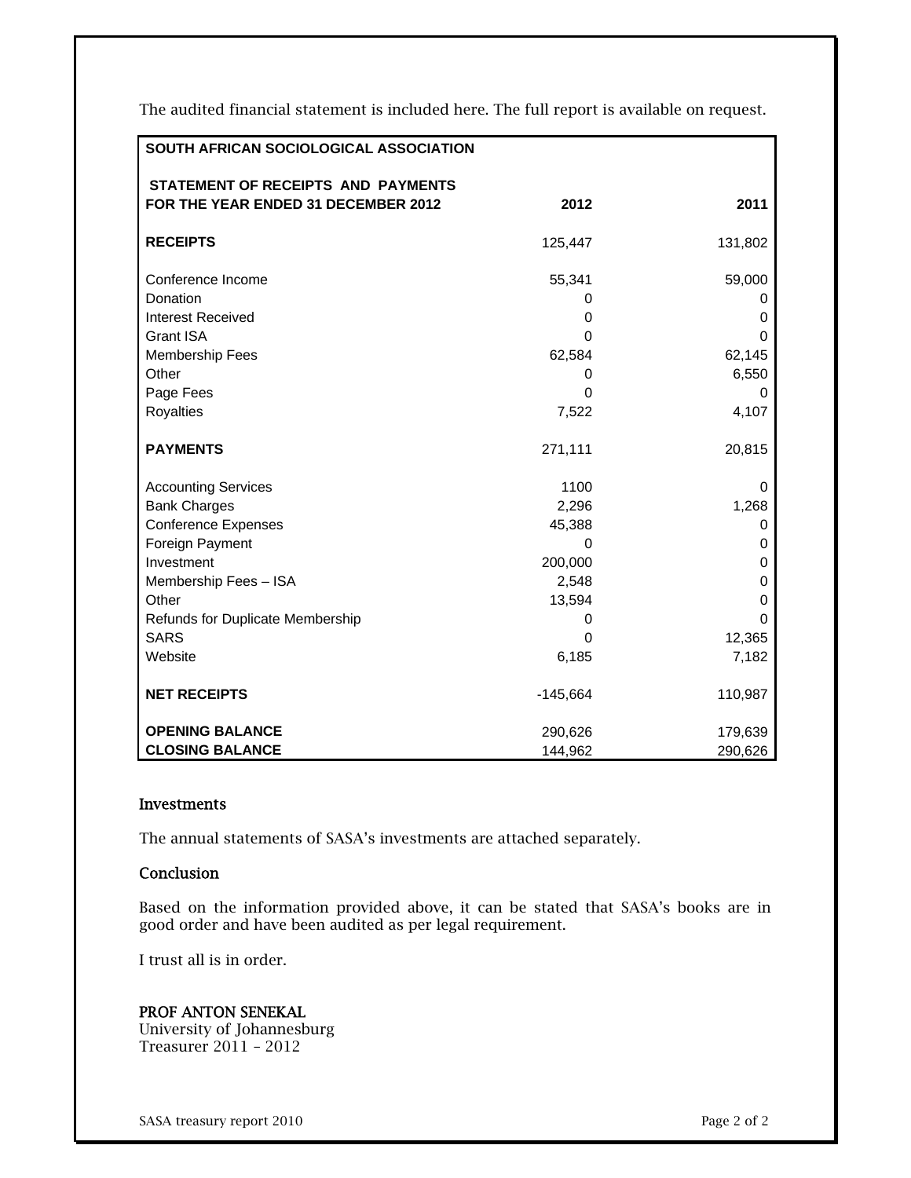The audited financial statement is included here. The full report is available on request.

| SOUTH AFRICAN SOCIOLOGICAL ASSOCIATION | | |
|---|---|---|
| **STATEMENT OF RECEIPTS AND PAYMENTS** | | |
| **FOR THE YEAR ENDED 31 DECEMBER 2012** | **2012** | **2011** |
| **RECEIPTS** | 125,447 | 131,802 |
| Conference Income | 55,341 | 59,000 |
| Donation | 0 | 0 |
| Interest Received | 0 | 0 |
| Grant ISA | 0 | 0 |
| Membership Fees | 62,584 | 62,145 |
| Other | 0 | 6,550 |
| Page Fees | 0 | 0 |
| Royalties | 7,522 | 4,107 |
| **PAYMENTS** | 271,111 | 20,815 |
| Accounting Services | 1100 | 0 |
| Bank Charges | 2,296 | 1,268 |
| Conference Expenses | 45,388 | 0 |
| Foreign Payment | 0 | 0 |
| Investment | 200,000 | 0 |
| Membership Fees – ISA | 2,548 | 0 |
| Other | 13,594 | 0 |
| Refunds for Duplicate Membership | 0 | 0 |
| SARS | 0 | 12,365 |
| Website | 6,185 | 7,182 |
| **NET RECEIPTS** | -145,664 | 110,987 |
| **OPENING BALANCE** | 290,626 | 179,639 |
| **CLOSING BALANCE** | 144,962 | 290,626 |

## Investments

The annual statements of SASA's investments are attached separately.

## Conclusion

Based on the information provided above, it can be stated that SASA's books are in good order and have been audited as per legal requirement.

I trust all is in order.

**PROF ANTON SENEKAL**
University of Johannesburg
Treasurer 2011 – 2012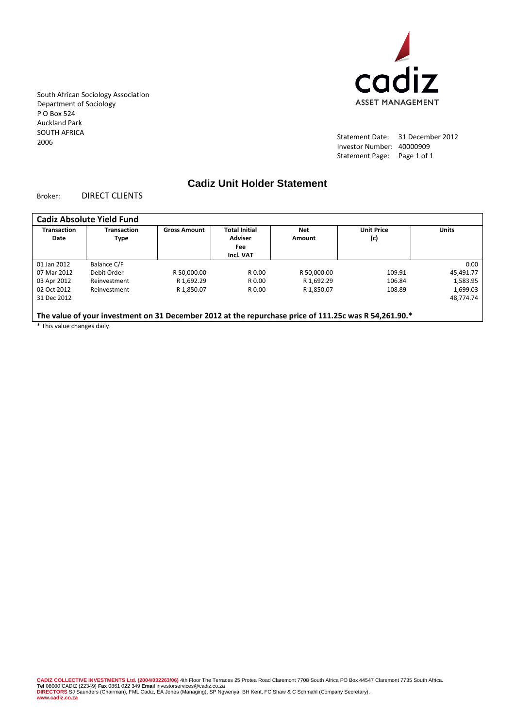South African Sociology Association
Department of Sociology
P O Box 524
Auckland Park
SOUTH AFRICA
2006

cadiz
ASSET MANAGEMENT

Statement Date: 31 December 2012
Investor Number: 40000909
Statement Page: Page 1 of 1

# Cadiz Unit Holder Statement

Broker: DIRECT CLIENTS

**Cadiz Absolute Yield Fund**

| Transaction Date | Transaction Type | Gross Amount | Total Initial Adviser Fee Incl. VAT | Net Amount | Unit Price (c) | Units |
|---|---|---|---|---|---|---|
| 01 Jan 2012 | Balance C/F | | | | | 0.00 |
| 07 Mar 2012 | Debit Order | R 50,000.00 | R 0.00 | R 50,000.00 | 109.91 | 45,491.77 |
| 03 Apr 2012 | Reinvestment | R 1,692.29 | R 0.00 | R 1,692.29 | 106.84 | 1,583.95 |
| 02 Oct 2012 | Reinvestment | R 1,850.07 | R 0.00 | R 1,850.07 | 108.89 | 1,699.03 |
| 31 Dec 2012 | | | | | | 48,774.74 |

**The value of your investment on 31 December 2012 at the repurchase price of 111.25c was R 54,261.90.***

* This value changes daily.

**CADIZ COLLECTIVE INVESTMENTS Ltd. (2004/032263/06)** 4th Floor The Terraces 25 Protea Road Claremont 7708 South Africa PO Box 44547 Claremont 7735 South Africa.
**Tel** 08000 CADIZ (22349) **Fax** 0861 022 349 **Email** investorservices@cadiz.co.za
**DIRECTORS** SJ Saunders (Chairman), FML Cadiz, EA Jones (Managing), SP Ngwenya, BH Kent, FC Shaw & C Schmahl (Company Secretary).
**www.cadiz.co.za**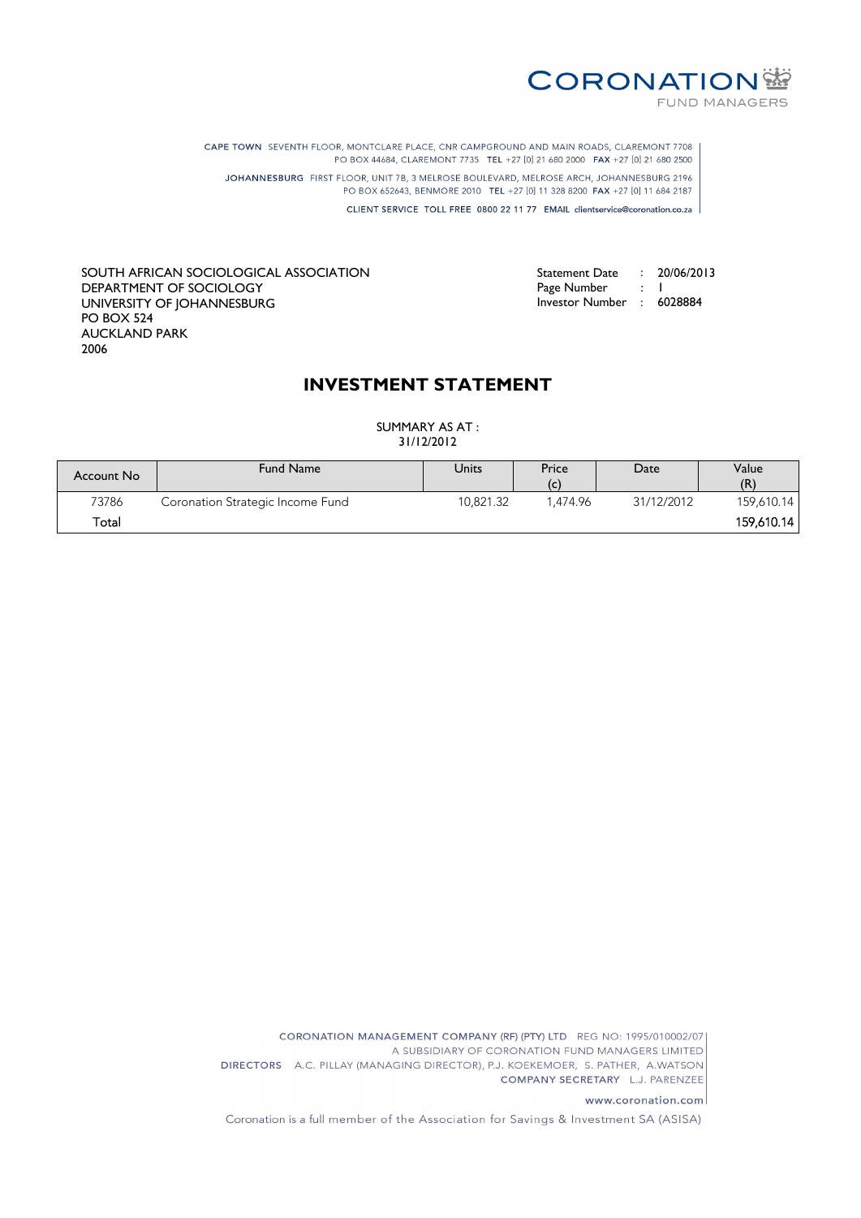CORONATION
FUND MANAGERS

CAPE TOWN SEVENTH FLOOR, MONTCLARE PLACE, CNR CAMPGROUND AND MAIN ROADS, CLAREMONT 7708
PO BOX 44684, CLAREMONT 7735 TEL +27 [0] 21 680 2000 FAX +27 [0] 21 680 2500

JOHANNESBURG FIRST FLOOR, UNIT 7B, 3 MELROSE BOULEVARD, MELROSE ARCH, JOHANNESBURG 2196
PO BOX 652643, BENMORE 2010 TEL +27 [0] 11 328 8200 FAX +27 [0] 11 684 2187

CLIENT SERVICE TOLL FREE 0800 22 11 77 EMAIL clientservice@coronation.co.za

SOUTH AFRICAN SOCIOLOGICAL ASSOCIATION
DEPARTMENT OF SOCIOLOGY
UNIVERSITY OF JOHANNESBURG
PO BOX 524
AUCKLAND PARK
2006

Statement Date : 20/06/2013
Page Number : 1
Investor Number : 6028884

# INVESTMENT STATEMENT

SUMMARY AS AT :
31/12/2012

| Account No | Fund Name | Units | Price (c) | Date | Value (R) |
|---|---|---|---|---|---|
| 73786 | Coronation Strategic Income Fund | 10,821.32 | 1,474.96 | 31/12/2012 | 159,610.14 |
| Total | | | | | 159,610.14 |

CORONATION MANAGEMENT COMPANY (RF) (PTY) LTD REG NO: 1995/010002/07
A SUBSIDIARY OF CORONATION FUND MANAGERS LIMITED
DIRECTORS A.C. PILLAY (MANAGING DIRECTOR), P.J. KOEKEMOER, S. PATHER, A.WATSON
COMPANY SECRETARY L.J. PARENZEE

www.coronation.com

Coronation is a full member of the Association for Savings & Investment SA (ASISA)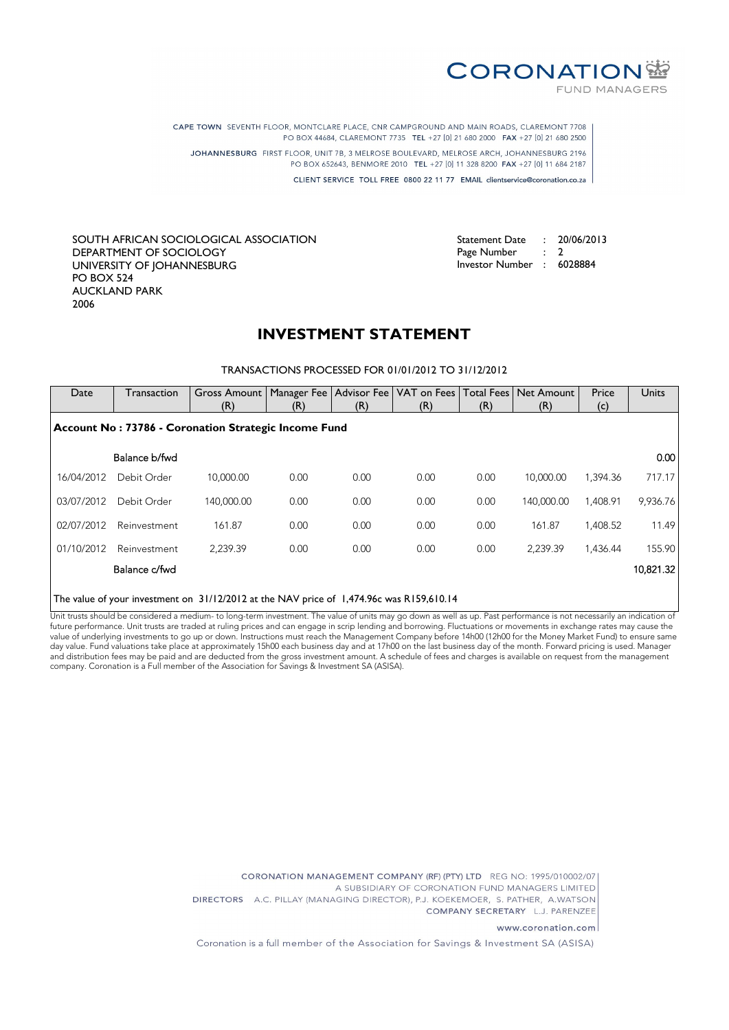**CORONATION** FUND MANAGERS

CAPE TOWN SEVENTH FLOOR, MONTCLARE PLACE, CNR CAMPGROUND AND MAIN ROADS, CLAREMONT 7708
PO BOX 44684, CLAREMONT 7735 TEL +27 [0] 21 680 2000 FAX +27 [0] 21 680 2500

JOHANNESBURG FIRST FLOOR, UNIT 7B, 3 MELROSE BOULEVARD, MELROSE ARCH, JOHANNESBURG 2196
PO BOX 652643, BENMORE 2010 TEL +27 [0] 11 328 8200 FAX +27 [0] 11 684 2187

CLIENT SERVICE TOLL FREE 0800 22 11 77 EMAIL clientservice@coronation.co.za

SOUTH AFRICAN SOCIOLOGICAL ASSOCIATION
DEPARTMENT OF SOCIOLOGY
UNIVERSITY OF JOHANNESBURG
PO BOX 524
AUCKLAND PARK
2006

Statement Date : 20/06/2013
Page Number : 2
Investor Number : 6028884

# INVESTMENT STATEMENT

TRANSACTIONS PROCESSED FOR 01/01/2012 TO 31/12/2012

| Date | Transaction | Gross Amount (R) | Manager Fee (R) | Advisor Fee (R) | VAT on Fees (R) | Total Fees (R) | Net Amount (R) | Price (c) | Units |
|---|---|---|---|---|---|---|---|---|---|
| **Account No : 73786 - Coronation Strategic Income Fund** | | | | | | | | | |
| | Balance b/fwd | | | | | | | | 0.00 |
| 16/04/2012 | Debit Order | 10,000.00 | 0.00 | 0.00 | 0.00 | 0.00 | 10,000.00 | 1,394.36 | 717.17 |
| 03/07/2012 | Debit Order | 140,000.00 | 0.00 | 0.00 | 0.00 | 0.00 | 140,000.00 | 1,408.91 | 9,936.76 |
| 02/07/2012 | Reinvestment | 161.87 | 0.00 | 0.00 | 0.00 | 0.00 | 161.87 | 1,408.52 | 11.49 |
| 01/10/2012 | Reinvestment | 2,239.39 | 0.00 | 0.00 | 0.00 | 0.00 | 2,239.39 | 1,436.44 | 155.90 |
| | Balance c/fwd | | | | | | | | 10,821.32 |

The value of your investment on 31/12/2012 at the NAV price of 1,474.96c was R159,610.14

Unit trusts should be considered a medium- to long-term investment. The value of units may go down as well as up. Past performance is not necessarily an indication of future performance. Unit trusts are traded at ruling prices and can engage in scrip lending and borrowing. Fluctuations or movements in exchange rates may cause the value of underlying investments to go up or down. Instructions must reach the Management Company before 14h00 (12h00 for the Money Market Fund) to ensure same day value. Fund valuations take place at approximately 15h00 each business day and at 17h00 on the last business day of the month. Forward pricing is used. Manager and distribution fees may be paid and are deducted from the gross investment amount. A schedule of fees and charges is available on request from the management company. Coronation is a Full member of the Association for Savings & Investment SA (ASISA).

CORONATION MANAGEMENT COMPANY (RF) (PTY) LTD REG NO: 1995/010002/07
A SUBSIDIARY OF CORONATION FUND MANAGERS LIMITED
DIRECTORS A.C. PILLAY (MANAGING DIRECTOR), P.J. KOEKEMOER, S. PATHER, A.WATSON
COMPANY SECRETARY L.J. PARENZEE

www.coronation.com

Coronation is a full member of the Association for Savings & Investment SA (ASISA)